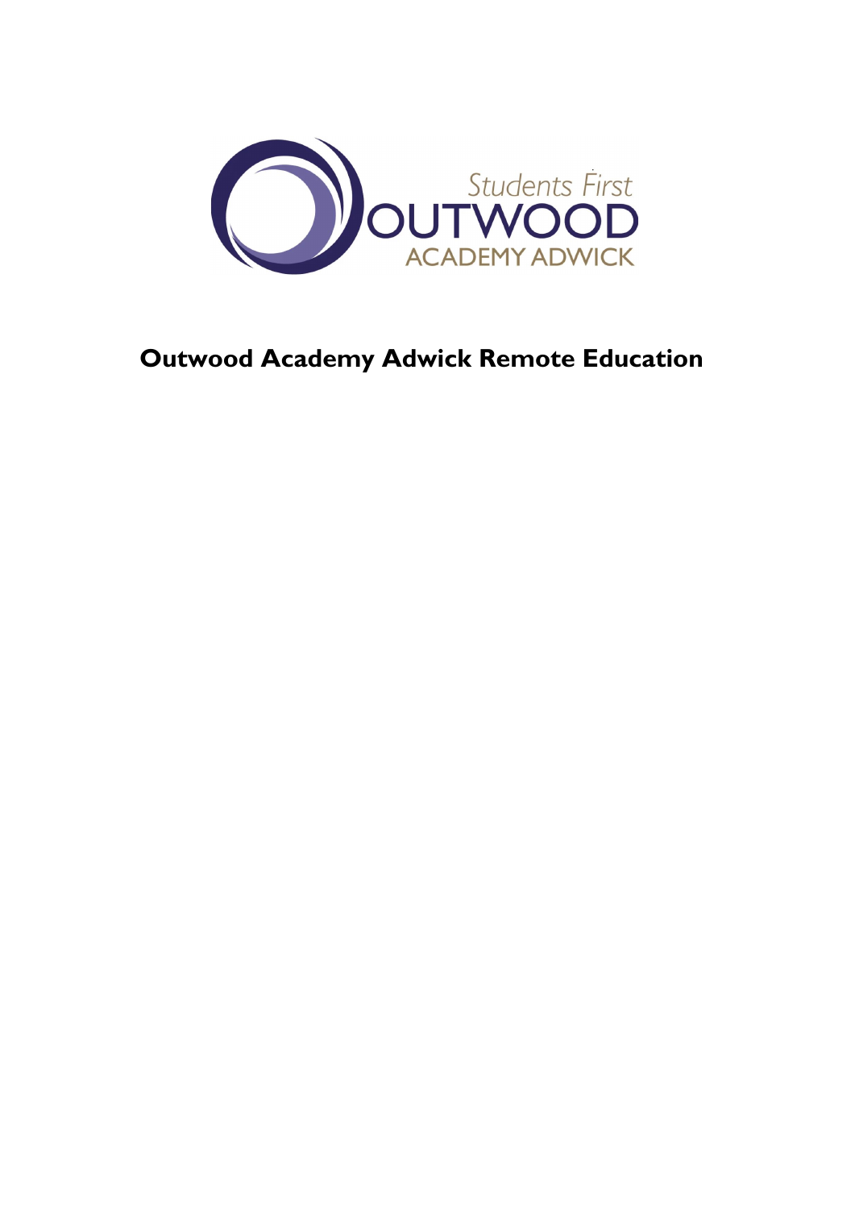# Outwood Academy Adwick Remote Education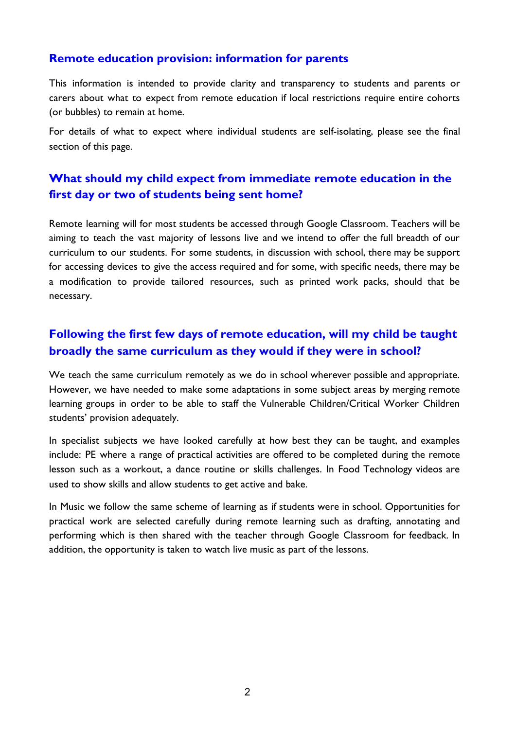## Remote education provision: information for parents

This information is intended to provide clarity and transparency to students and parents or carers about what to expect from remote education if local restrictions require entire cohorts (or bubbles) to remain at home.

For details of what to expect where individual students are self-isolating, please see the final section of this page.

## What should my child expect from immediate remote education in the first day or two of students being sent home?

Remote learning will for most students be accessed through Google Classroom. Teachers will be aiming to teach the vast majority of lessons live and we intend to offer the full breadth of our curriculum to our students. For some students, in discussion with school, there may be support for accessing devices to give the access required and for some, with specific needs, there may be a modification to provide tailored resources, such as printed work packs, should that be necessary.

## Following the first few days of remote education, will my child be taught broadly the same curriculum as they would if they were in school?

We teach the same curriculum remotely as we do in school wherever possible and appropriate. However, we have needed to make some adaptations in some subject areas by merging remote learning groups in order to be able to staff the Vulnerable Children/Critical Worker Children students' provision adequately.

In specialist subjects we have looked carefully at how best they can be taught, and examples include: PE where a range of practical activities are offered to be completed during the remote lesson such as a workout, a dance routine or skills challenges. In Food Technology videos are used to show skills and allow students to get active and bake.

In Music we follow the same scheme of learning as if students were in school. Opportunities for practical work are selected carefully during remote learning such as drafting, annotating and performing which is then shared with the teacher through Google Classroom for feedback. In addition, the opportunity is taken to watch live music as part of the lessons.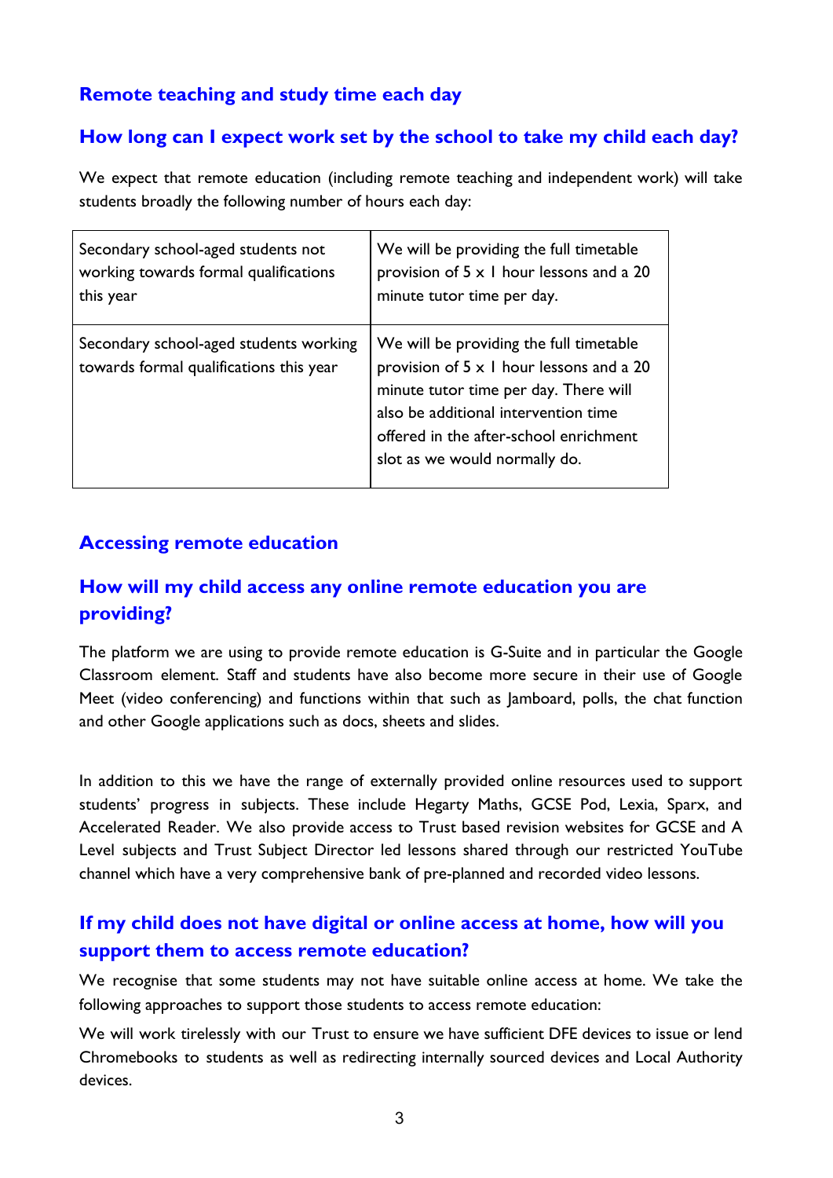## Remote teaching and study time each day

### How long can I expect work set by the school to take my child each day?

We expect that remote education (including remote teaching and independent work) will take students broadly the following number of hours each day:

| | |
|---|---|
| Secondary school-aged students not working towards formal qualifications this year | We will be providing the full timetable provision of 5 x 1 hour lessons and a 20 minute tutor time per day. |
| Secondary school-aged students working towards formal qualifications this year | We will be providing the full timetable provision of 5 x 1 hour lessons and a 20 minute tutor time per day. There will also be additional intervention time offered in the after-school enrichment slot as we would normally do. |

## Accessing remote education

### How will my child access any online remote education you are providing?

The platform we are using to provide remote education is G-Suite and in particular the Google Classroom element. Staff and students have also become more secure in their use of Google Meet (video conferencing) and functions within that such as Jamboard, polls, the chat function and other Google applications such as docs, sheets and slides.

In addition to this we have the range of externally provided online resources used to support students' progress in subjects. These include Hegarty Maths, GCSE Pod, Lexia, Sparx, and Accelerated Reader. We also provide access to Trust based revision websites for GCSE and A Level subjects and Trust Subject Director led lessons shared through our restricted YouTube channel which have a very comprehensive bank of pre-planned and recorded video lessons.

### If my child does not have digital or online access at home, how will you support them to access remote education?

We recognise that some students may not have suitable online access at home. We take the following approaches to support those students to access remote education:

We will work tirelessly with our Trust to ensure we have sufficient DFE devices to issue or lend Chromebooks to students as well as redirecting internally sourced devices and Local Authority devices.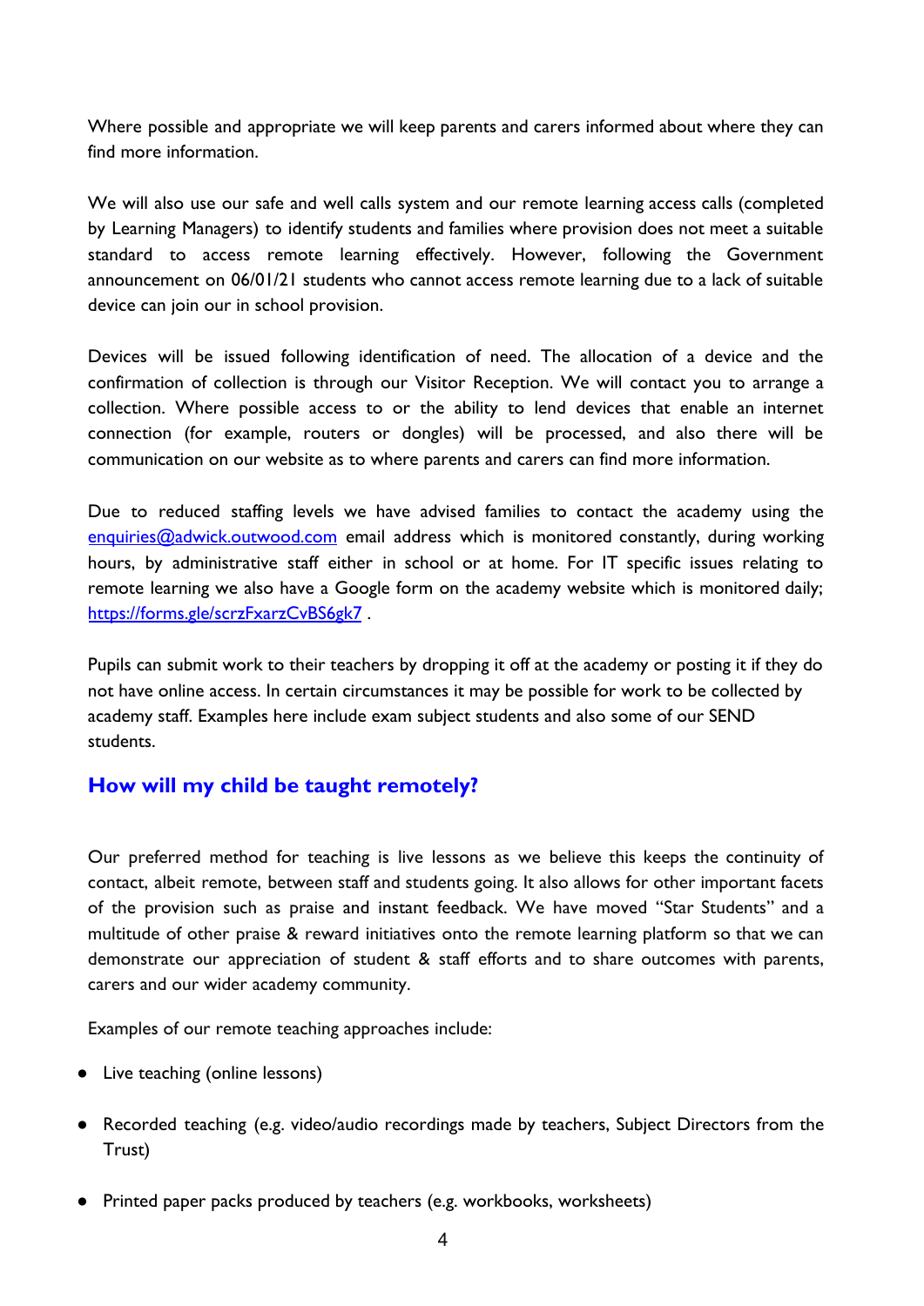Where possible and appropriate we will keep parents and carers informed about where they can find more information.

We will also use our safe and well calls system and our remote learning access calls (completed by Learning Managers) to identify students and families where provision does not meet a suitable standard to access remote learning effectively. However, following the Government announcement on 06/01/21 students who cannot access remote learning due to a lack of suitable device can join our in school provision.

Devices will be issued following identification of need. The allocation of a device and the confirmation of collection is through our Visitor Reception. We will contact you to arrange a collection. Where possible access to or the ability to lend devices that enable an internet connection (for example, routers or dongles) will be processed, and also there will be communication on our website as to where parents and carers can find more information.

Due to reduced staffing levels we have advised families to contact the academy using the [enquiries@adwick.outwood.com](mailto:enquiries@adwick.outwood.com) email address which is monitored constantly, during working hours, by administrative staff either in school or at home. For IT specific issues relating to remote learning we also have a Google form on the academy website which is monitored daily; [https://forms.gle/scrzFxarzCvBS6gk7](https://forms.gle/scrzFxarzCvBS6gk7) .

Pupils can submit work to their teachers by dropping it off at the academy or posting it if they do not have online access. In certain circumstances it may be possible for work to be collected by academy staff. Examples here include exam subject students and also some of our SEND students.

## How will my child be taught remotely?

Our preferred method for teaching is live lessons as we believe this keeps the continuity of contact, albeit remote, between staff and students going. It also allows for other important facets of the provision such as praise and instant feedback. We have moved "Star Students" and a multitude of other praise & reward initiatives onto the remote learning platform so that we can demonstrate our appreciation of student & staff efforts and to share outcomes with parents, carers and our wider academy community.

Examples of our remote teaching approaches include:

- Live teaching (online lessons)
- Recorded teaching (e.g. video/audio recordings made by teachers, Subject Directors from the Trust)
- Printed paper packs produced by teachers (e.g. workbooks, worksheets)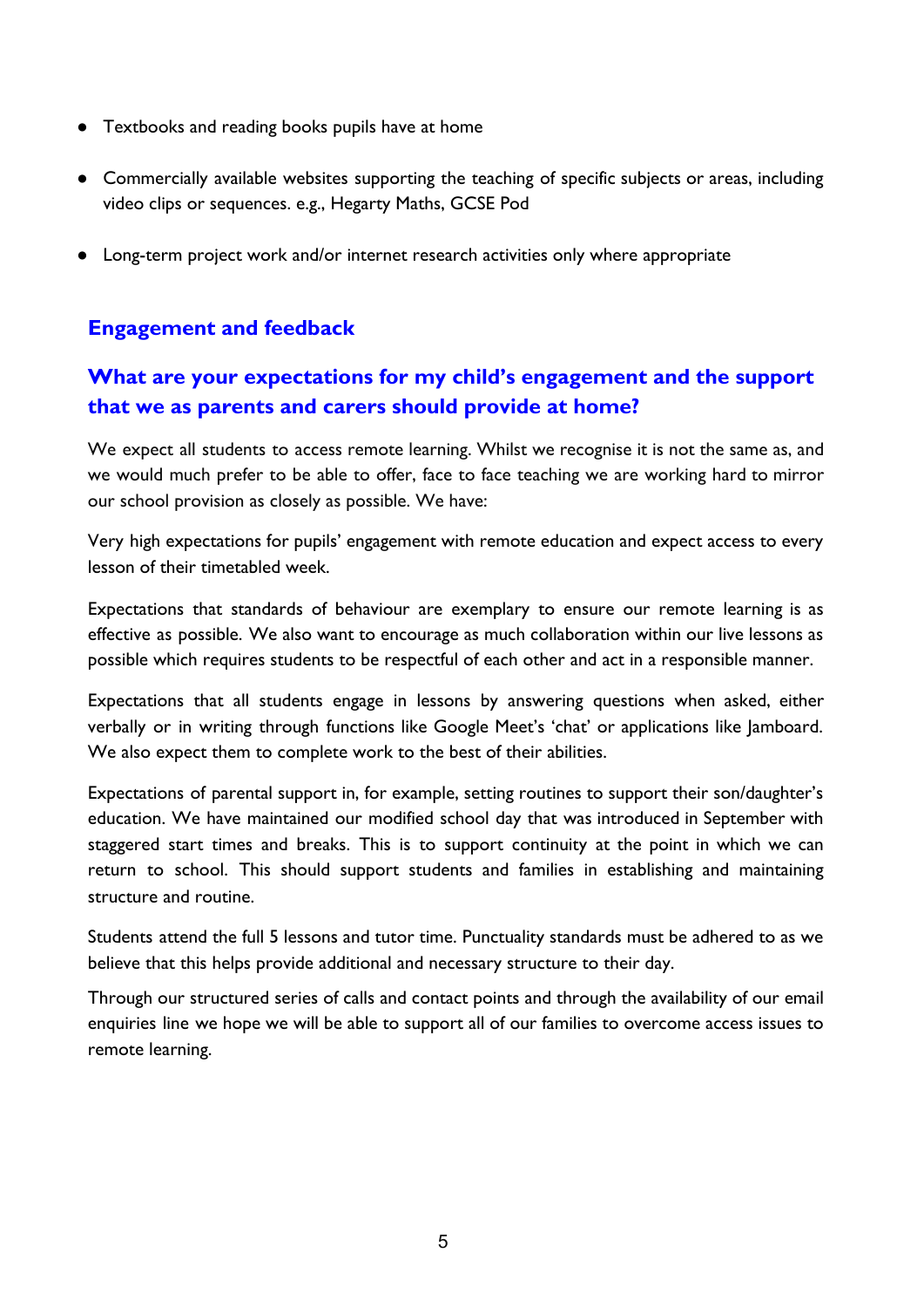- Textbooks and reading books pupils have at home
- Commercially available websites supporting the teaching of specific subjects or areas, including video clips or sequences. e.g., Hegarty Maths, GCSE Pod
- Long-term project work and/or internet research activities only where appropriate

## Engagement and feedback

## What are your expectations for my child's engagement and the support that we as parents and carers should provide at home?

We expect all students to access remote learning. Whilst we recognise it is not the same as, and we would much prefer to be able to offer, face to face teaching we are working hard to mirror our school provision as closely as possible. We have:

Very high expectations for pupils' engagement with remote education and expect access to every lesson of their timetabled week.

Expectations that standards of behaviour are exemplary to ensure our remote learning is as effective as possible. We also want to encourage as much collaboration within our live lessons as possible which requires students to be respectful of each other and act in a responsible manner.

Expectations that all students engage in lessons by answering questions when asked, either verbally or in writing through functions like Google Meet's 'chat' or applications like Jamboard. We also expect them to complete work to the best of their abilities.

Expectations of parental support in, for example, setting routines to support their son/daughter's education. We have maintained our modified school day that was introduced in September with staggered start times and breaks. This is to support continuity at the point in which we can return to school. This should support students and families in establishing and maintaining structure and routine.

Students attend the full 5 lessons and tutor time. Punctuality standards must be adhered to as we believe that this helps provide additional and necessary structure to their day.

Through our structured series of calls and contact points and through the availability of our email enquiries line we hope we will be able to support all of our families to overcome access issues to remote learning.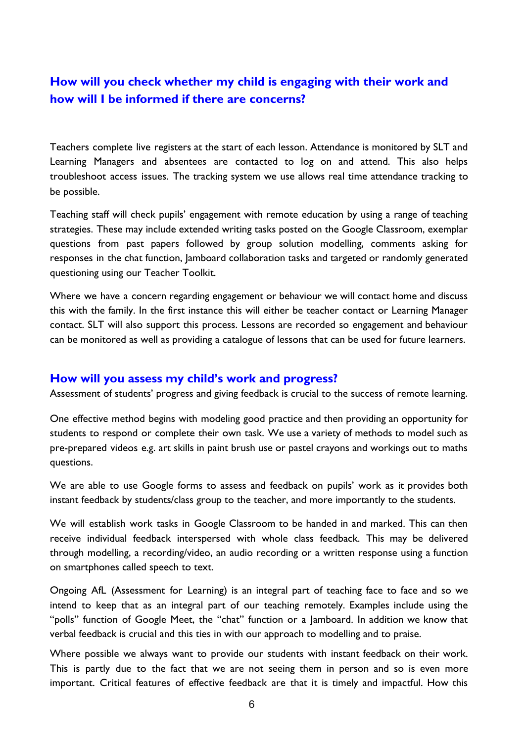## How will you check whether my child is engaging with their work and how will I be informed if there are concerns?

Teachers complete live registers at the start of each lesson. Attendance is monitored by SLT and Learning Managers and absentees are contacted to log on and attend. This also helps troubleshoot access issues. The tracking system we use allows real time attendance tracking to be possible.

Teaching staff will check pupils' engagement with remote education by using a range of teaching strategies. These may include extended writing tasks posted on the Google Classroom, exemplar questions from past papers followed by group solution modelling, comments asking for responses in the chat function, Jamboard collaboration tasks and targeted or randomly generated questioning using our Teacher Toolkit.

Where we have a concern regarding engagement or behaviour we will contact home and discuss this with the family. In the first instance this will either be teacher contact or Learning Manager contact. SLT will also support this process. Lessons are recorded so engagement and behaviour can be monitored as well as providing a catalogue of lessons that can be used for future learners.

## How will you assess my child's work and progress?

Assessment of students' progress and giving feedback is crucial to the success of remote learning.

One effective method begins with modeling good practice and then providing an opportunity for students to respond or complete their own task. We use a variety of methods to model such as pre-prepared videos e.g. art skills in paint brush use or pastel crayons and workings out to maths questions.

We are able to use Google forms to assess and feedback on pupils' work as it provides both instant feedback by students/class group to the teacher, and more importantly to the students.

We will establish work tasks in Google Classroom to be handed in and marked. This can then receive individual feedback interspersed with whole class feedback. This may be delivered through modelling, a recording/video, an audio recording or a written response using a function on smartphones called speech to text.

Ongoing AfL (Assessment for Learning) is an integral part of teaching face to face and so we intend to keep that as an integral part of our teaching remotely. Examples include using the "polls" function of Google Meet, the "chat" function or a Jamboard. In addition we know that verbal feedback is crucial and this ties in with our approach to modelling and to praise.

Where possible we always want to provide our students with instant feedback on their work. This is partly due to the fact that we are not seeing them in person and so is even more important. Critical features of effective feedback are that it is timely and impactful. How this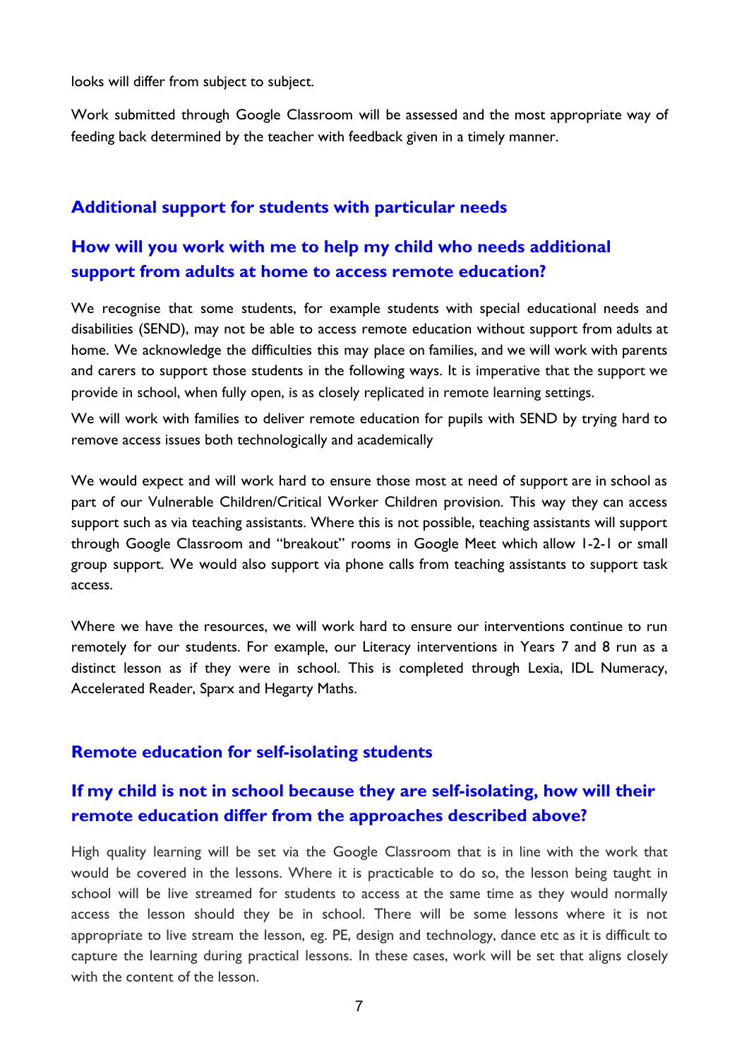looks will differ from subject to subject.

Work submitted through Google Classroom will be assessed and the most appropriate way of feeding back determined by the teacher with feedback given in a timely manner.

## Additional support for students with particular needs

## How will you work with me to help my child who needs additional support from adults at home to access remote education?

We recognise that some students, for example students with special educational needs and disabilities (SEND), may not be able to access remote education without support from adults at home. We acknowledge the difficulties this may place on families, and we will work with parents and carers to support those students in the following ways. It is imperative that the support we provide in school, when fully open, is as closely replicated in remote learning settings.

We will work with families to deliver remote education for pupils with SEND by trying hard to remove access issues both technologically and academically

We would expect and will work hard to ensure those most at need of support are in school as part of our Vulnerable Children/Critical Worker Children provision. This way they can access support such as via teaching assistants. Where this is not possible, teaching assistants will support through Google Classroom and "breakout" rooms in Google Meet which allow 1-2-1 or small group support. We would also support via phone calls from teaching assistants to support task access.

Where we have the resources, we will work hard to ensure our interventions continue to run remotely for our students. For example, our Literacy interventions in Years 7 and 8 run as a distinct lesson as if they were in school. This is completed through Lexia, IDL Numeracy, Accelerated Reader, Sparx and Hegarty Maths.

## Remote education for self-isolating students

## If my child is not in school because they are self-isolating, how will their remote education differ from the approaches described above?

High quality learning will be set via the Google Classroom that is in line with the work that would be covered in the lessons. Where it is practicable to do so, the lesson being taught in school will be live streamed for students to access at the same time as they would normally access the lesson should they be in school. There will be some lessons where it is not appropriate to live stream the lesson, eg. PE, design and technology, dance etc as it is difficult to capture the learning during practical lessons. In these cases, work will be set that aligns closely with the content of the lesson.